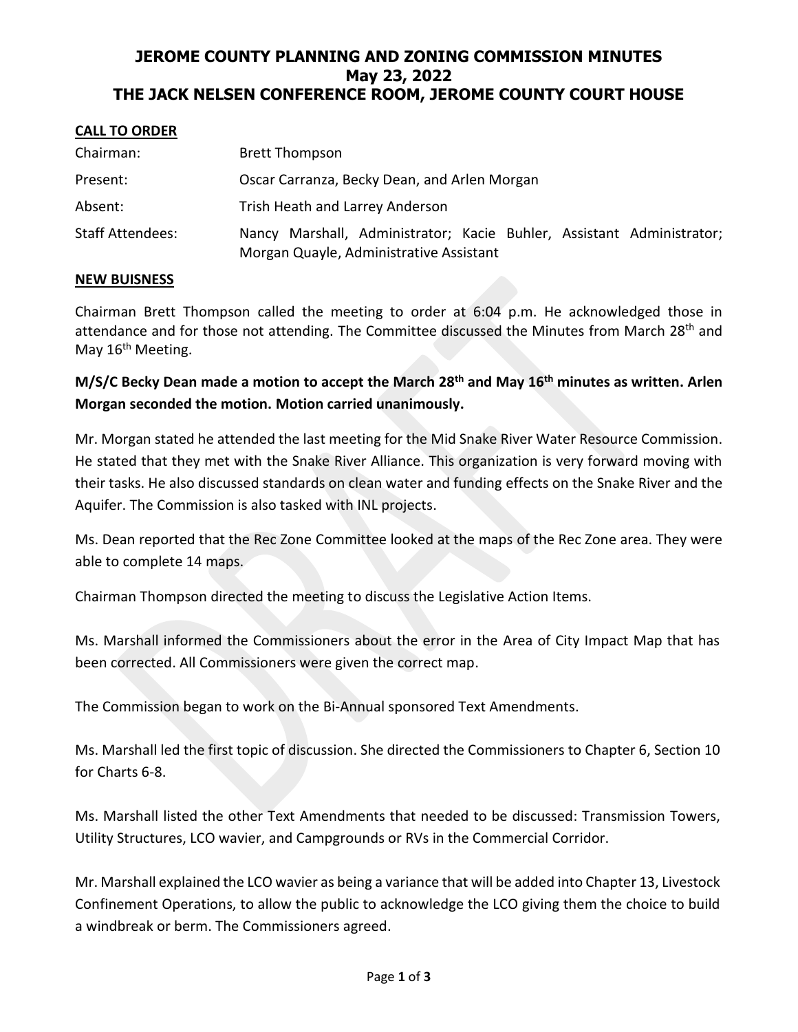# JEROME COUNTY PLANNING AND ZONING COMMISSION MINUTES
## May 23, 2022
## THE JACK NELSEN CONFERENCE ROOM, JEROME COUNTY COURT HOUSE

**CALL TO ORDER**

| | |
|---|---|
| Chairman: | Brett Thompson |
| Present: | Oscar Carranza, Becky Dean, and Arlen Morgan |
| Absent: | Trish Heath and Larrey Anderson |
| Staff Attendees: | Nancy Marshall, Administrator; Kacie Buhler, Assistant Administrator; Morgan Quayle, Administrative Assistant |

**NEW BUISNESS**

Chairman Brett Thompson called the meeting to order at 6:04 p.m. He acknowledged those in attendance and for those not attending. The Committee discussed the Minutes from March 28th and May 16th Meeting.

**M/S/C Becky Dean made a motion to accept the March 28th and May 16th minutes as written. Arlen Morgan seconded the motion. Motion carried unanimously.**

Mr. Morgan stated he attended the last meeting for the Mid Snake River Water Resource Commission. He stated that they met with the Snake River Alliance. This organization is very forward moving with their tasks. He also discussed standards on clean water and funding effects on the Snake River and the Aquifer. The Commission is also tasked with INL projects.

Ms. Dean reported that the Rec Zone Committee looked at the maps of the Rec Zone area. They were able to complete 14 maps.

Chairman Thompson directed the meeting to discuss the Legislative Action Items.

Ms. Marshall informed the Commissioners about the error in the Area of City Impact Map that has been corrected. All Commissioners were given the correct map.

The Commission began to work on the Bi-Annual sponsored Text Amendments.

Ms. Marshall led the first topic of discussion. She directed the Commissioners to Chapter 6, Section 10 for Charts 6-8.

Ms. Marshall listed the other Text Amendments that needed to be discussed: Transmission Towers, Utility Structures, LCO wavier, and Campgrounds or RVs in the Commercial Corridor.

Mr. Marshall explained the LCO wavier as being a variance that will be added into Chapter 13, Livestock Confinement Operations, to allow the public to acknowledge the LCO giving them the choice to build a windbreak or berm. The Commissioners agreed.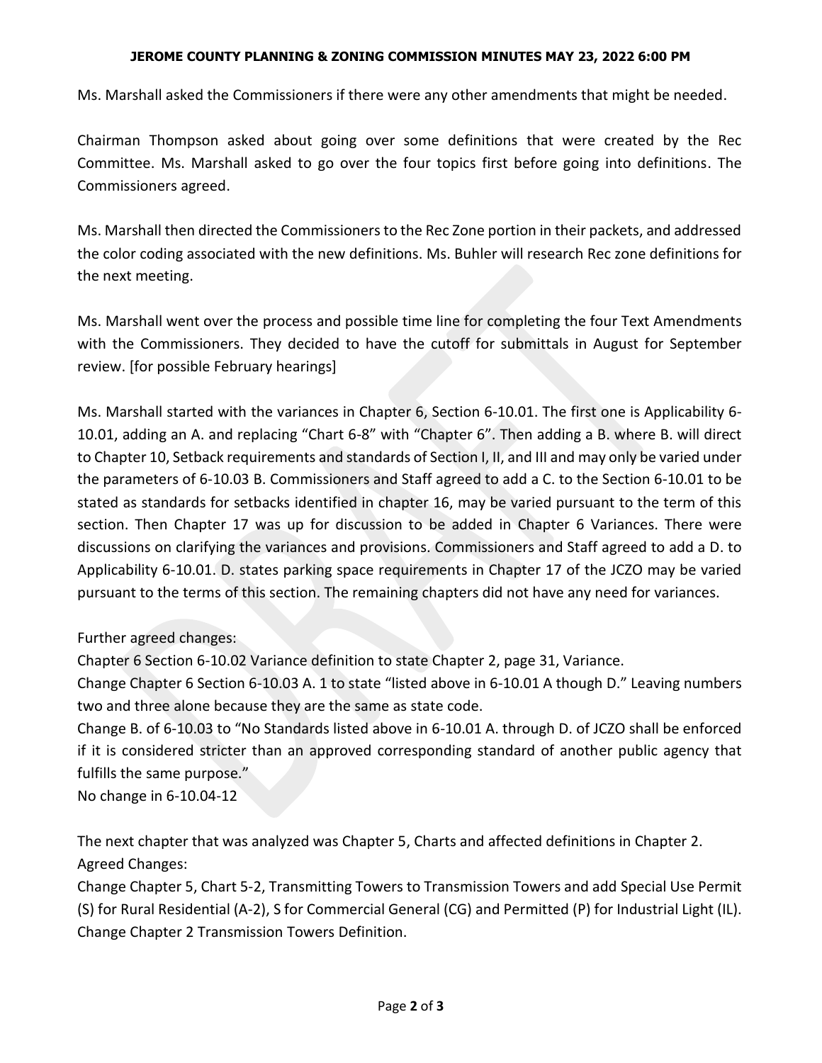Ms. Marshall asked the Commissioners if there were any other amendments that might be needed.

Chairman Thompson asked about going over some definitions that were created by the Rec Committee. Ms. Marshall asked to go over the four topics first before going into definitions. The Commissioners agreed.

Ms. Marshall then directed the Commissioners to the Rec Zone portion in their packets, and addressed the color coding associated with the new definitions. Ms. Buhler will research Rec zone definitions for the next meeting.

Ms. Marshall went over the process and possible time line for completing the four Text Amendments with the Commissioners. They decided to have the cutoff for submittals in August for September review. [for possible February hearings]

Ms. Marshall started with the variances in Chapter 6, Section 6-10.01. The first one is Applicability 6-10.01, adding an A. and replacing "Chart 6-8" with "Chapter 6". Then adding a B. where B. will direct to Chapter 10, Setback requirements and standards of Section I, II, and III and may only be varied under the parameters of 6-10.03 B. Commissioners and Staff agreed to add a C. to the Section 6-10.01 to be stated as standards for setbacks identified in chapter 16, may be varied pursuant to the term of this section. Then Chapter 17 was up for discussion to be added in Chapter 6 Variances. There were discussions on clarifying the variances and provisions. Commissioners and Staff agreed to add a D. to Applicability 6-10.01. D. states parking space requirements in Chapter 17 of the JCZO may be varied pursuant to the terms of this section. The remaining chapters did not have any need for variances.

Further agreed changes:
Chapter 6 Section 6-10.02 Variance definition to state Chapter 2, page 31, Variance.
Change Chapter 6 Section 6-10.03 A. 1 to state "listed above in 6-10.01 A though D." Leaving numbers two and three alone because they are the same as state code.
Change B. of 6-10.03 to "No Standards listed above in 6-10.01 A. through D. of JCZO shall be enforced if it is considered stricter than an approved corresponding standard of another public agency that fulfills the same purpose."
No change in 6-10.04-12

The next chapter that was analyzed was Chapter 5, Charts and affected definitions in Chapter 2.
Agreed Changes:
Change Chapter 5, Chart 5-2, Transmitting Towers to Transmission Towers and add Special Use Permit (S) for Rural Residential (A-2), S for Commercial General (CG) and Permitted (P) for Industrial Light (IL).
Change Chapter 2 Transmission Towers Definition.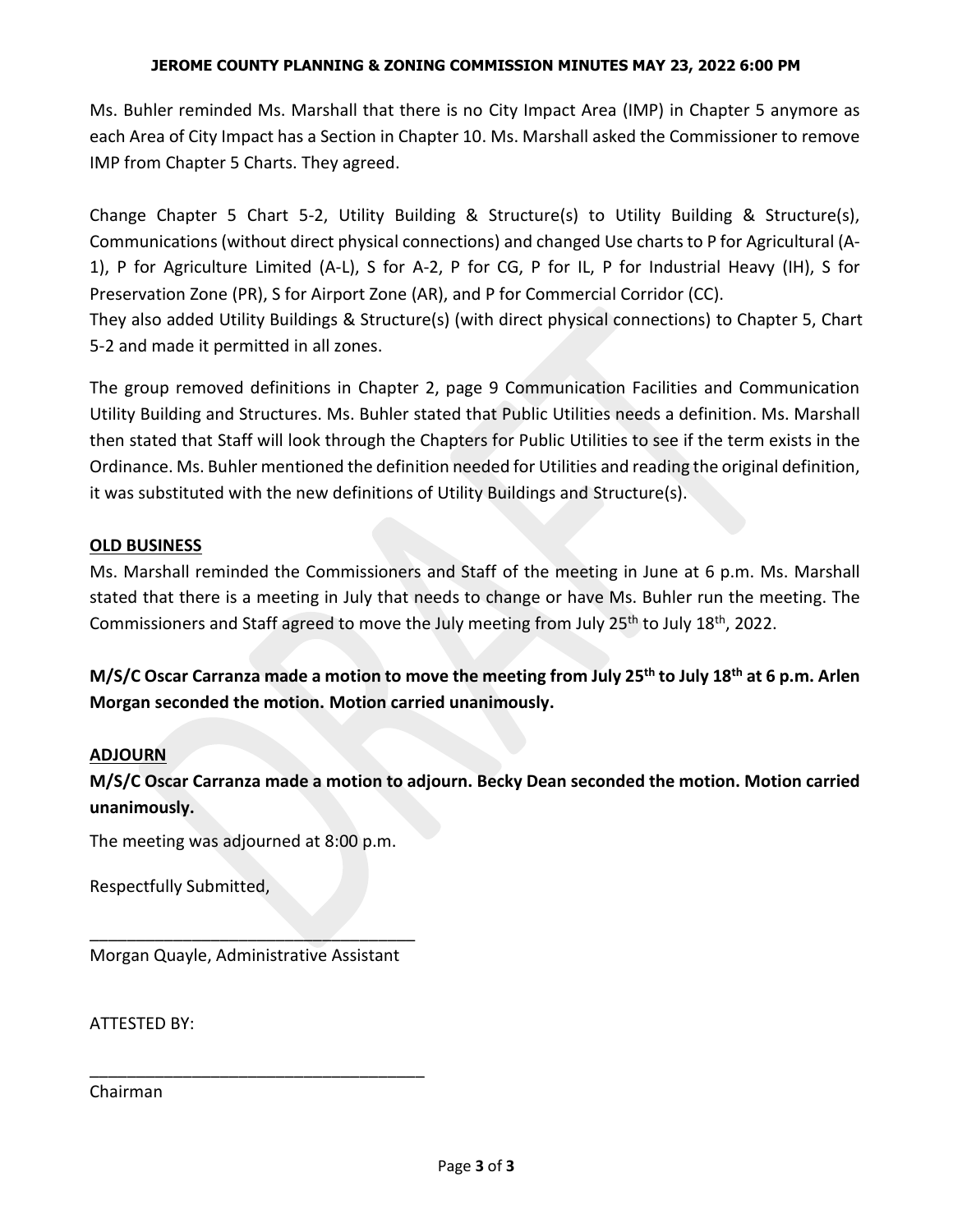Ms. Buhler reminded Ms. Marshall that there is no City Impact Area (IMP) in Chapter 5 anymore as each Area of City Impact has a Section in Chapter 10. Ms. Marshall asked the Commissioner to remove IMP from Chapter 5 Charts. They agreed.

Change Chapter 5 Chart 5-2, Utility Building & Structure(s) to Utility Building & Structure(s), Communications (without direct physical connections) and changed Use charts to P for Agricultural (A-1), P for Agriculture Limited (A-L), S for A-2, P for CG, P for IL, P for Industrial Heavy (IH), S for Preservation Zone (PR), S for Airport Zone (AR), and P for Commercial Corridor (CC).
They also added Utility Buildings & Structure(s) (with direct physical connections) to Chapter 5, Chart 5-2 and made it permitted in all zones.

The group removed definitions in Chapter 2, page 9 Communication Facilities and Communication Utility Building and Structures. Ms. Buhler stated that Public Utilities needs a definition. Ms. Marshall then stated that Staff will look through the Chapters for Public Utilities to see if the term exists in the Ordinance. Ms. Buhler mentioned the definition needed for Utilities and reading the original definition, it was substituted with the new definitions of Utility Buildings and Structure(s).

## OLD BUSINESS

Ms. Marshall reminded the Commissioners and Staff of the meeting in June at 6 p.m. Ms. Marshall stated that there is a meeting in July that needs to change or have Ms. Buhler run the meeting. The Commissioners and Staff agreed to move the July meeting from July 25th to July 18th, 2022.

**M/S/C Oscar Carranza made a motion to move the meeting from July 25th to July 18th at 6 p.m. Arlen Morgan seconded the motion. Motion carried unanimously.**

## ADJOURN

**M/S/C Oscar Carranza made a motion to adjourn. Becky Dean seconded the motion. Motion carried unanimously.**

The meeting was adjourned at 8:00 p.m.

Respectfully Submitted,

___________________________________
Morgan Quayle, Administrative Assistant

ATTESTED BY:

___________________________________
Chairman